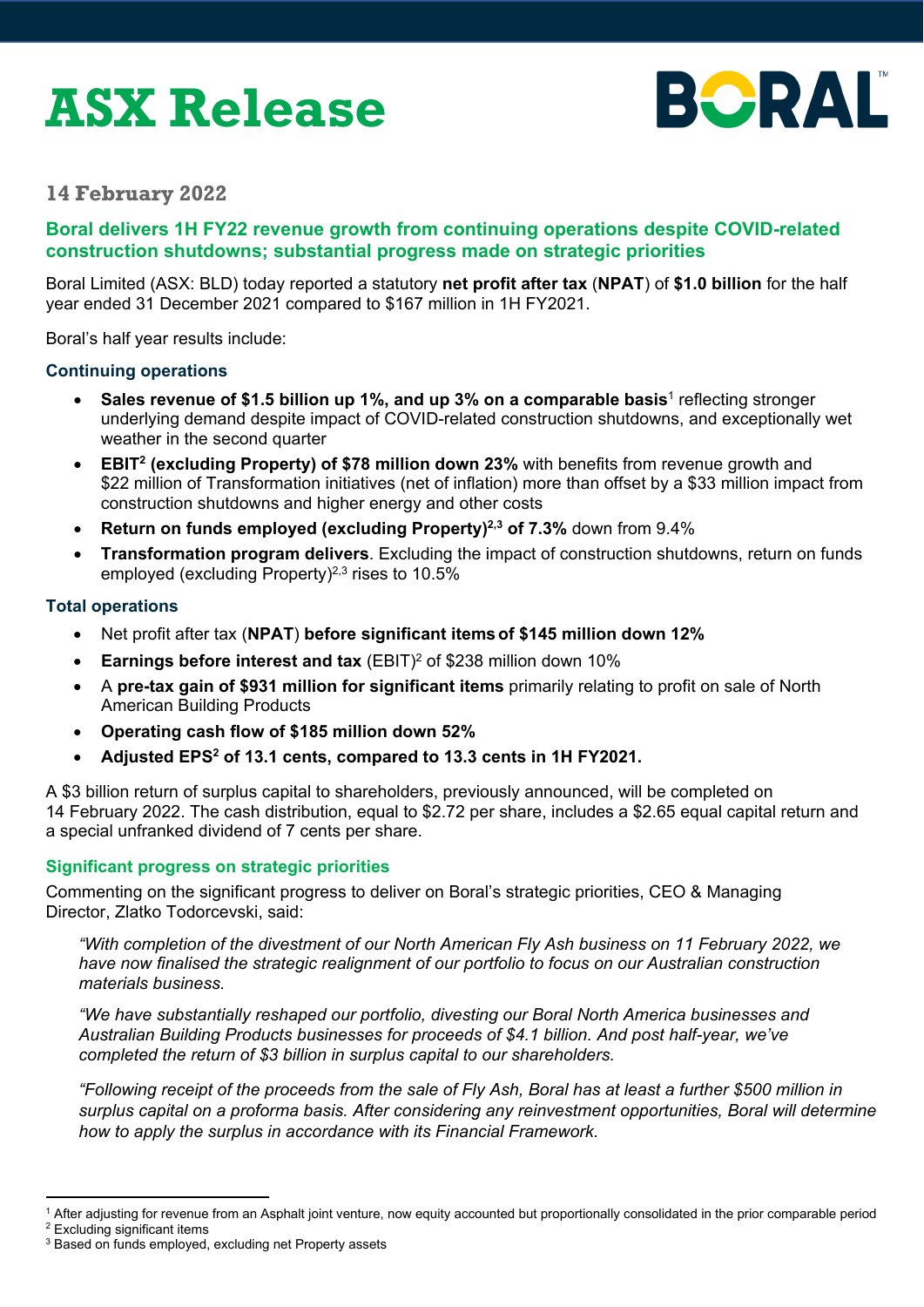# ASX Release

BORAL™

## 14 February 2022

### Boral delivers 1H FY22 revenue growth from continuing operations despite COVID-related construction shutdowns; substantial progress made on strategic priorities

Boral Limited (ASX: BLD) today reported a statutory **net profit after tax** (**NPAT**) of **$1.0 billion** for the half year ended 31 December 2021 compared to $167 million in 1H FY2021.

Boral's half year results include:

### Continuing operations

- **Sales revenue of $1.5 billion up 1%, and up 3% on a comparable basis**[1] reflecting stronger underlying demand despite impact of COVID-related construction shutdowns, and exceptionally wet weather in the second quarter
- **EBIT[2] (excluding Property) of $78 million down 23%** with benefits from revenue growth and $22 million of Transformation initiatives (net of inflation) more than offset by a $33 million impact from construction shutdowns and higher energy and other costs
- **Return on funds employed (excluding Property)[2,3] of 7.3%** down from 9.4%
- **Transformation program delivers**. Excluding the impact of construction shutdowns, return on funds employed (excluding Property)[2,3] rises to 10.5%

### Total operations

- Net profit after tax (**NPAT**) **before significant items of $145 million down 12%**
- **Earnings before interest and tax** (EBIT)[2] of $238 million down 10%
- A **pre-tax gain of $931 million for significant items** primarily relating to profit on sale of North American Building Products
- **Operating cash flow of $185 million down 52%**
- **Adjusted EPS[2] of 13.1 cents, compared to 13.3 cents in 1H FY2021.**

A $3 billion return of surplus capital to shareholders, previously announced, will be completed on 14 February 2022. The cash distribution, equal to $2.72 per share, includes a $2.65 equal capital return and a special unfranked dividend of 7 cents per share.

### Significant progress on strategic priorities

Commenting on the significant progress to deliver on Boral's strategic priorities, CEO & Managing Director, Zlatko Todorcevski, said:

> *"With completion of the divestment of our North American Fly Ash business on 11 February 2022, we have now finalised the strategic realignment of our portfolio to focus on our Australian construction materials business.*
>
> *"We have substantially reshaped our portfolio, divesting our Boral North America businesses and Australian Building Products businesses for proceeds of $4.1 billion. And post half-year, we've completed the return of $3 billion in surplus capital to our shareholders.*
>
> *"Following receipt of the proceeds from the sale of Fly Ash, Boral has at least a further $500 million in surplus capital on a proforma basis. After considering any reinvestment opportunities, Boral will determine how to apply the surplus in accordance with its Financial Framework.*

---

[1] After adjusting for revenue from an Asphalt joint venture, now equity accounted but proportionally consolidated in the prior comparable period
[2] Excluding significant items
[3] Based on funds employed, excluding net Property assets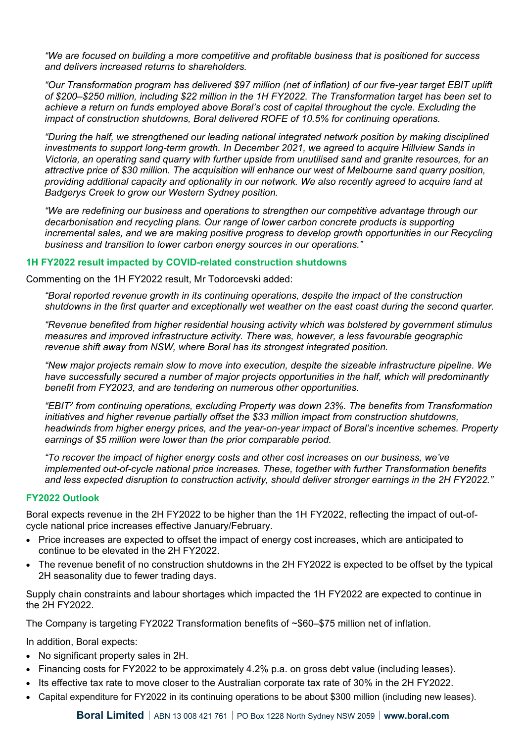*"We are focused on building a more competitive and profitable business that is positioned for success and delivers increased returns to shareholders.*

*"Our Transformation program has delivered $97 million (net of inflation) of our five-year target EBIT uplift of $200–$250 million, including $22 million in the 1H FY2022. The Transformation target has been set to achieve a return on funds employed above Boral's cost of capital throughout the cycle. Excluding the impact of construction shutdowns, Boral delivered ROFE of 10.5% for continuing operations.*

*"During the half, we strengthened our leading national integrated network position by making disciplined investments to support long-term growth. In December 2021, we agreed to acquire Hillview Sands in Victoria, an operating sand quarry with further upside from unutilised sand and granite resources, for an attractive price of $30 million. The acquisition will enhance our west of Melbourne sand quarry position, providing additional capacity and optionality in our network. We also recently agreed to acquire land at Badgerys Creek to grow our Western Sydney position.*

*"We are redefining our business and operations to strengthen our competitive advantage through our decarbonisation and recycling plans. Our range of lower carbon concrete products is supporting incremental sales, and we are making positive progress to develop growth opportunities in our Recycling business and transition to lower carbon energy sources in our operations."*

### 1H FY2022 result impacted by COVID-related construction shutdowns

Commenting on the 1H FY2022 result, Mr Todorcevski added:

*"Boral reported revenue growth in its continuing operations, despite the impact of the construction shutdowns in the first quarter and exceptionally wet weather on the east coast during the second quarter.*

*"Revenue benefited from higher residential housing activity which was bolstered by government stimulus measures and improved infrastructure activity. There was, however, a less favourable geographic revenue shift away from NSW, where Boral has its strongest integrated position.*

*"New major projects remain slow to move into execution, despite the sizeable infrastructure pipeline. We have successfully secured a number of major projects opportunities in the half, which will predominantly benefit from FY2023, and are tendering on numerous other opportunities.*

*"EBIT[2] from continuing operations, excluding Property was down 23%. The benefits from Transformation initiatives and higher revenue partially offset the $33 million impact from construction shutdowns, headwinds from higher energy prices, and the year-on-year impact of Boral's incentive schemes. Property earnings of $5 million were lower than the prior comparable period.*

*"To recover the impact of higher energy costs and other cost increases on our business, we've implemented out-of-cycle national price increases. These, together with further Transformation benefits and less expected disruption to construction activity, should deliver stronger earnings in the 2H FY2022."*

### FY2022 Outlook

Boral expects revenue in the 2H FY2022 to be higher than the 1H FY2022, reflecting the impact of out-of-cycle national price increases effective January/February.

- Price increases are expected to offset the impact of energy cost increases, which are anticipated to continue to be elevated in the 2H FY2022.
- The revenue benefit of no construction shutdowns in the 2H FY2022 is expected to be offset by the typical 2H seasonality due to fewer trading days.

Supply chain constraints and labour shortages which impacted the 1H FY2022 are expected to continue in the 2H FY2022.

The Company is targeting FY2022 Transformation benefits of ~$60–$75 million net of inflation.

In addition, Boral expects:

- No significant property sales in 2H.
- Financing costs for FY2022 to be approximately 4.2% p.a. on gross debt value (including leases).
- Its effective tax rate to move closer to the Australian corporate tax rate of 30% in the 2H FY2022.
- Capital expenditure for FY2022 in its continuing operations to be about $300 million (including new leases).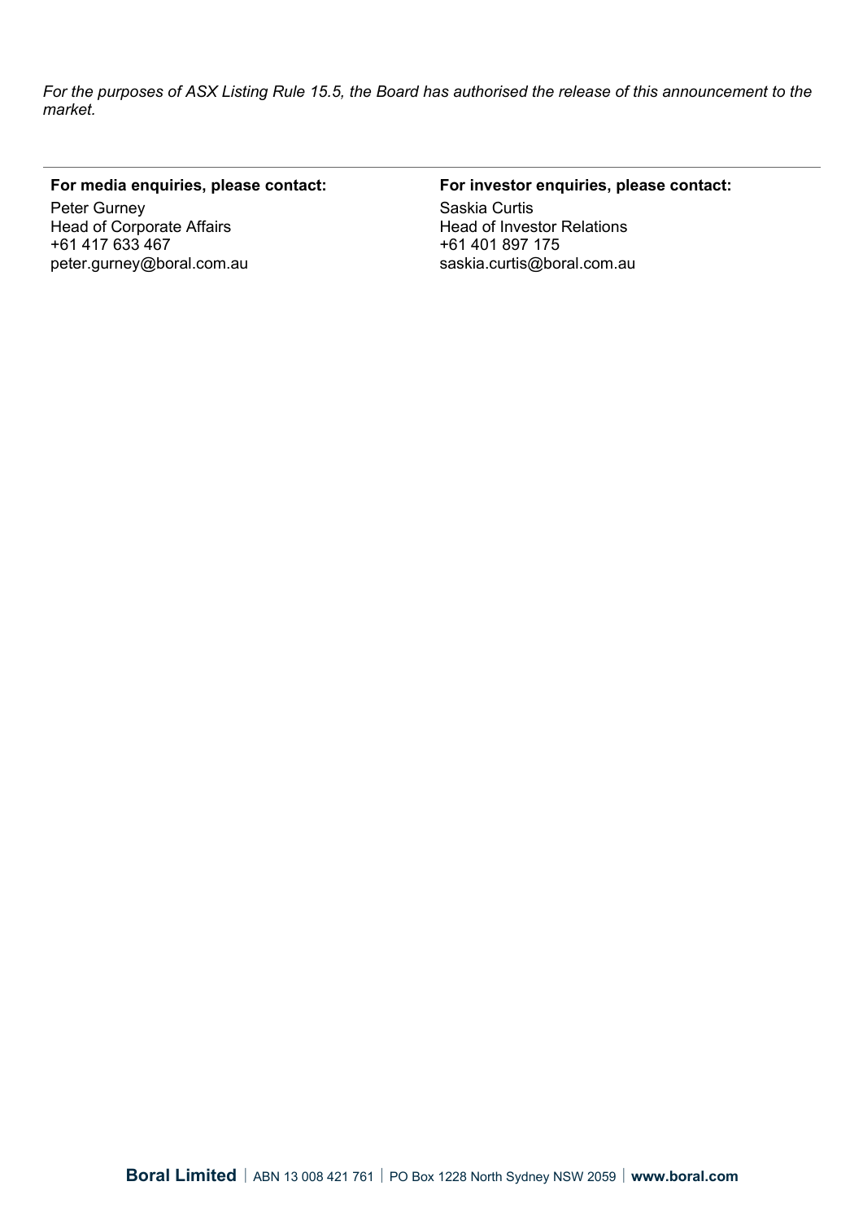*For the purposes of ASX Listing Rule 15.5, the Board has authorised the release of this announcement to the market.*

---

**For media enquiries, please contact:**

Peter Gurney
Head of Corporate Affairs
+61 417 633 467
peter.gurney@boral.com.au

**For investor enquiries, please contact:**

Saskia Curtis
Head of Investor Relations
+61 401 897 175
saskia.curtis@boral.com.au

**Boral Limited** | ABN 13 008 421 761 | PO Box 1228 North Sydney NSW 2059 | **www.boral.com**